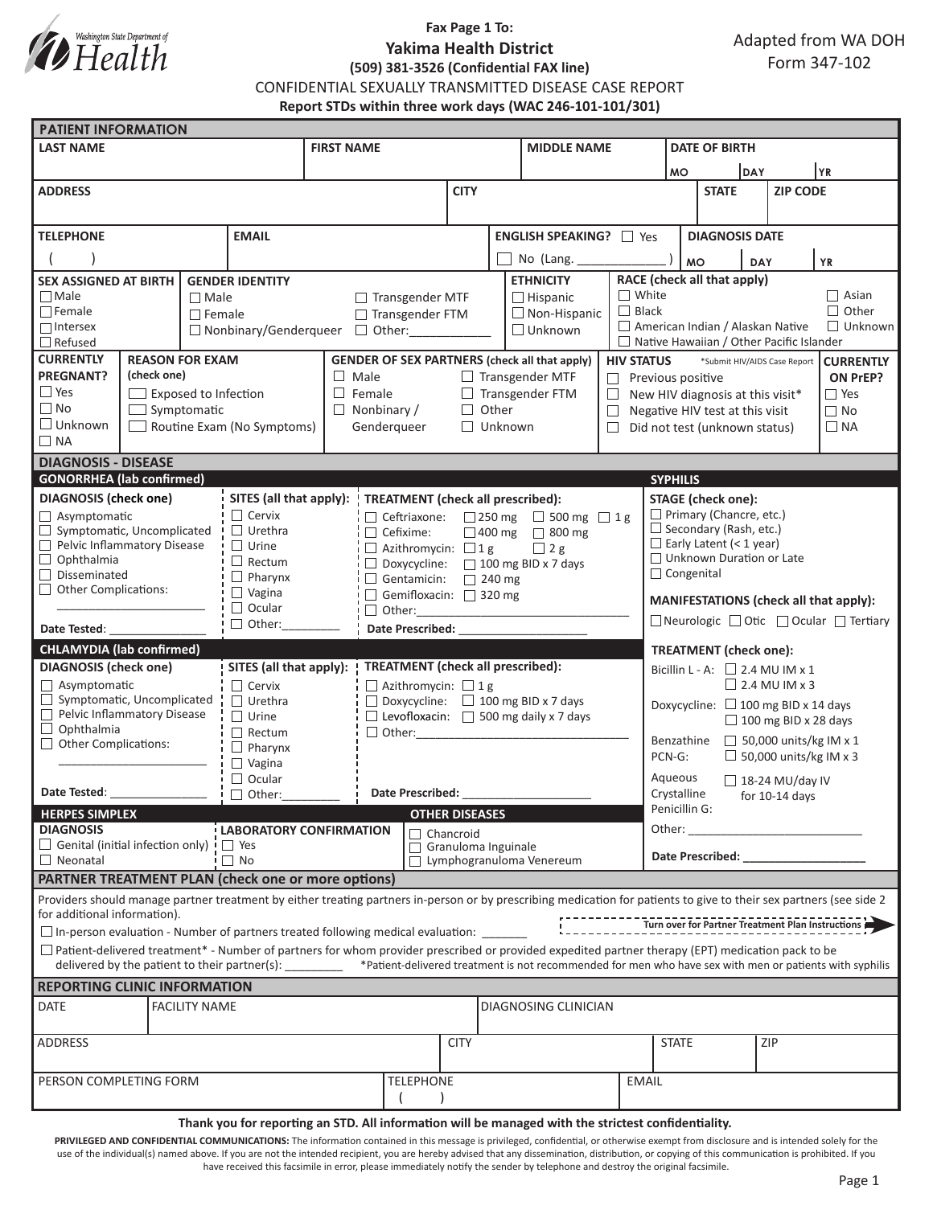Washington State Department of Health

**Fax Page 1 To:**

# Yakima Health District

**(509) 381-3526 (Confidential FAX line)**

Adapted from WA DOH Form 347-102

## CONFIDENTIAL SEXUALLY TRANSMITTED DISEASE CASE REPORT

**Report STDs within three work days (WAC 246-101-101/301)**

## PATIENT INFORMATION

| LAST NAME | FIRST NAME | MIDDLE NAME | DATE OF BIRTH MO / DAY / YR |
|---|---|---|---|
| | | | |

| ADDRESS | CITY | STATE | ZIP CODE |
|---|---|---|---|
| | | | |

| TELEPHONE | EMAIL | ENGLISH SPEAKING? | DIAGNOSIS DATE |
|---|---|---|---|
| ( ) | | ☐ Yes ☐ No (Lang. ____________ ) | MO / DAY / YR |

**SEX ASSIGNED AT BIRTH**
☐ Male
☐ Female
☐ Intersex
☐ Refused

**GENDER IDENTITY**
☐ Male
☐ Female
☐ Nonbinary/Genderqueer
☐ Transgender MTF
☐ Transgender FTM
☐ Other:___________

**ETHNICITY**
☐ Hispanic
☐ Non-Hispanic
☐ Unknown

**RACE (check all that apply)**
☐ White
☐ Black
☐ American Indian / Alaskan Native
☐ Native Hawaiian / Other Pacific Islander
☐ Asian
☐ Other
☐ Unknown

**CURRENTLY PREGNANT?**
☐ Yes
☐ No
☐ Unknown
☐ NA

**REASON FOR EXAM (check one)**
☐ Exposed to Infection
☐ Symptomatic
☐ Routine Exam (No Symptoms)

**GENDER OF SEX PARTNERS (check all that apply)**
☐ Male
☐ Female
☐ Nonbinary / Genderqueer
☐ Transgender MTF
☐ Transgender FTM
☐ Other
☐ Unknown

**HIV STATUS** *Submit HIV/AIDS Case Report
☐ Previous positive
☐ New HIV diagnosis at this visit*
☐ Negative HIV test at this visit
☐ Did not test (unknown status)

**CURRENTLY ON PrEP?**
☐ Yes
☐ No
☐ NA

## DIAGNOSIS - DISEASE

### GONORRHEA (lab confirmed)

**DIAGNOSIS (check one)**
☐ Asymptomatic
☐ Symptomatic, Uncomplicated
☐ Pelvic Inflammatory Disease
☐ Ophthalmia
☐ Disseminated
☐ Other Complications: ____________________

Date Tested: ______________

**SITES (all that apply):**
☐ Cervix
☐ Urethra
☐ Urine
☐ Rectum
☐ Pharynx
☐ Vagina
☐ Ocular
☐ Other:________

**TREATMENT (check all prescribed):**
☐ Ceftriaxone: ☐ 250 mg ☐ 500 mg ☐ 1 g
☐ Cefixime: ☐ 400 mg ☐ 800 mg
☐ Azithromycin: ☐ 1 g ☐ 2 g
☐ Doxycycline: ☐ 100 mg BID x 7 days
☐ Gentamicin: ☐ 240 mg
☐ Gemifloxacin: ☐ 320 mg
☐ Other:______________________________

Date Prescribed: __________________

### CHLAMYDIA (lab confirmed)

**DIAGNOSIS (check one)**
☐ Asymptomatic
☐ Symptomatic, Uncomplicated
☐ Pelvic Inflammatory Disease
☐ Ophthalmia
☐ Other Complications: ____________________

Date Tested: ______________

**SITES (all that apply):**
☐ Cervix
☐ Urethra
☐ Urine
☐ Rectum
☐ Pharynx
☐ Vagina
☐ Ocular
☐ Other:________

**TREATMENT (check all prescribed):**
☐ Azithromycin: ☐ 1 g
☐ Doxycycline: ☐ 100 mg BID x 7 days
☐ Levofloxacin: ☐ 500 mg daily x 7 days
☐ Other:______________________________

Date Prescribed: __________________

### HERPES SIMPLEX

**DIAGNOSIS**
☐ Genital (initial infection only)
☐ Neonatal

**LABORATORY CONFIRMATION**
☐ Yes
☐ No

### OTHER DISEASES

☐ Chancroid
☐ Granuloma Inguinale
☐ Lymphogranuloma Venereum

### SYPHILIS

**STAGE (check one):**
☐ Primary (Chancre, etc.)
☐ Secondary (Rash, etc.)
☐ Early Latent (< 1 year)
☐ Unknown Duration or Late
☐ Congenital

**MANIFESTATIONS (check all that apply):**
☐ Neurologic ☐ Otic ☐ Ocular ☐ Tertiary

**TREATMENT (check one):**
Bicillin L - A: ☐ 2.4 MU IM x 1 ☐ 2.4 MU IM x 3
Doxycycline: ☐ 100 mg BID x 14 days ☐ 100 mg BID x 28 days
Benzathine PCN-G: ☐ 50,000 units/kg IM x 1 ☐ 50,000 units/kg IM x 3
Aqueous Crystalline Penicillin G: ☐ 18-24 MU/day IV for 10-14 days
Other: ________________________

Date Prescribed: _________________

## PARTNER TREATMENT PLAN (check one or more options)

Providers should manage partner treatment by either treating partners in-person or by prescribing medication for patients to give to their sex partners (see side 2 for additional information).

**Turn over for Partner Treatment Plan Instructions**

☐ In-person evaluation - Number of partners treated following medical evaluation: _______

☐ Patient-delivered treatment* - Number of partners for whom provider prescribed or provided expedited partner therapy (EPT) medication pack to be delivered by the patient to their partner(s): ________ *Patient-delivered treatment is not recommended for men who have sex with men or patients with syphilis

## REPORTING CLINIC INFORMATION

| DATE | FACILITY NAME | DIAGNOSING CLINICIAN |
|---|---|---|
| | | |

| ADDRESS | CITY | STATE | ZIP |
|---|---|---|---|
| | | | |

| PERSON COMPLETING FORM | TELEPHONE | EMAIL |
|---|---|---|
| | ( ) | |

**Thank you for reporting an STD. All information will be managed with the strictest confidentiality.**

**PRIVILEGED AND CONFIDENTIAL COMMUNICATIONS:** The information contained in this message is privileged, confidential, or otherwise exempt from disclosure and is intended solely for the use of the individual(s) named above. If you are not the intended recipient, you are hereby advised that any dissemination, distribution, or copying of this communication is prohibited. If you have received this facsimile in error, please immediately notify the sender by telephone and destroy the original facsimile.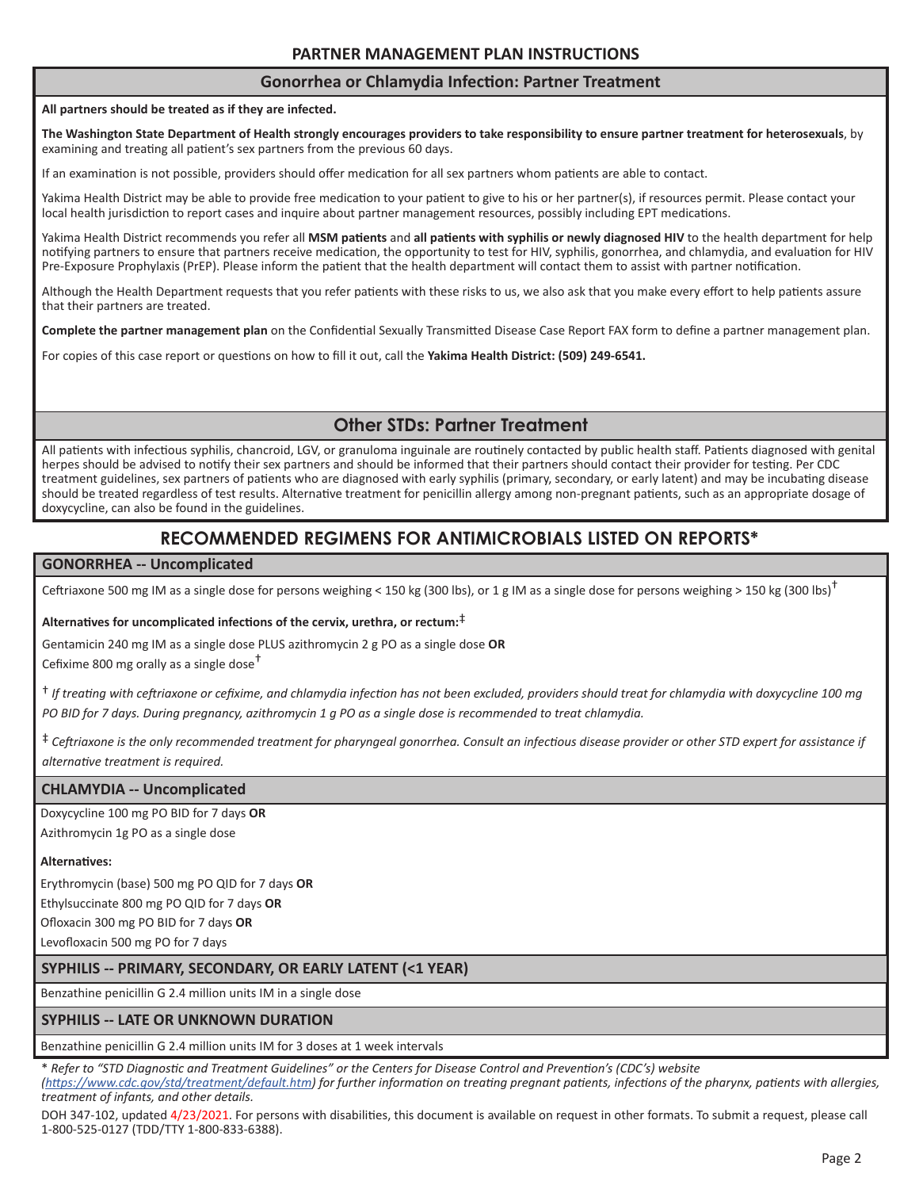## PARTNER MANAGEMENT PLAN INSTRUCTIONS

### Gonorrhea or Chlamydia Infection: Partner Treatment

**All partners should be treated as if they are infected.**

**The Washington State Department of Health strongly encourages providers to take responsibility to ensure partner treatment for heterosexuals**, by examining and treating all patient's sex partners from the previous 60 days.

If an examination is not possible, providers should offer medication for all sex partners whom patients are able to contact.

Yakima Health District may be able to provide free medication to your patient to give to his or her partner(s), if resources permit. Please contact your local health jurisdiction to report cases and inquire about partner management resources, possibly including EPT medications.

Yakima Health District recommends you refer all **MSM patients** and **all patients with syphilis or newly diagnosed HIV** to the health department for help notifying partners to ensure that partners receive medication, the opportunity to test for HIV, syphilis, gonorrhea, and chlamydia, and evaluation for HIV Pre-Exposure Prophylaxis (PrEP). Please inform the patient that the health department will contact them to assist with partner notification.

Although the Health Department requests that you refer patients with these risks to us, we also ask that you make every effort to help patients assure that their partners are treated.

**Complete the partner management plan** on the Confidential Sexually Transmitted Disease Case Report FAX form to define a partner management plan.

For copies of this case report or questions on how to fill it out, call the **Yakima Health District: (509) 249-6541.**

### Other STDs: Partner Treatment

All patients with infectious syphilis, chancroid, LGV, or granuloma inguinale are routinely contacted by public health staff. Patients diagnosed with genital herpes should be advised to notify their sex partners and should be informed that their partners should contact their provider for testing. Per CDC treatment guidelines, sex partners of patients who are diagnosed with early syphilis (primary, secondary, or early latent) and may be incubating disease should be treated regardless of test results. Alternative treatment for penicillin allergy among non-pregnant patients, such as an appropriate dosage of doxycycline, can also be found in the guidelines.

## RECOMMENDED REGIMENS FOR ANTIMICROBIALS LISTED ON REPORTS*

### GONORRHEA -- Uncomplicated

Ceftriaxone 500 mg IM as a single dose for persons weighing < 150 kg (300 lbs), or 1 g IM as a single dose for persons weighing > 150 kg (300 lbs)†

**Alternatives for uncomplicated infections of the cervix, urethra, or rectum:‡**

Gentamicin 240 mg IM as a single dose PLUS azithromycin 2 g PO as a single dose **OR**
Cefixime 800 mg orally as a single dose†

† *If treating with ceftriaxone or cefixime, and chlamydia infection has not been excluded, providers should treat for chlamydia with doxycycline 100 mg PO BID for 7 days. During pregnancy, azithromycin 1 g PO as a single dose is recommended to treat chlamydia.*

‡ *Ceftriaxone is the only recommended treatment for pharyngeal gonorrhea. Consult an infectious disease provider or other STD expert for assistance if alternative treatment is required.*

### CHLAMYDIA -- Uncomplicated

Doxycycline 100 mg PO BID for 7 days **OR**
Azithromycin 1g PO as a single dose

**Alternatives:**

Erythromycin (base) 500 mg PO QID for 7 days **OR**
Ethylsuccinate 800 mg PO QID for 7 days **OR**
Ofloxacin 300 mg PO BID for 7 days **OR**
Levofloxacin 500 mg PO for 7 days

### SYPHILIS -- PRIMARY, SECONDARY, OR EARLY LATENT (<1 YEAR)

Benzathine penicillin G 2.4 million units IM in a single dose

### SYPHILIS -- LATE OR UNKNOWN DURATION

Benzathine penicillin G 2.4 million units IM for 3 doses at 1 week intervals

\* *Refer to "STD Diagnostic and Treatment Guidelines" or the Centers for Disease Control and Prevention's (CDC's) website (https://www.cdc.gov/std/treatment/default.htm) for further information on treating pregnant patients, infections of the pharynx, patients with allergies, treatment of infants, and other details.*

DOH 347-102, updated 4/23/2021. For persons with disabilities, this document is available on request in other formats. To submit a request, please call 1-800-525-0127 (TDD/TTY 1-800-833-6388).